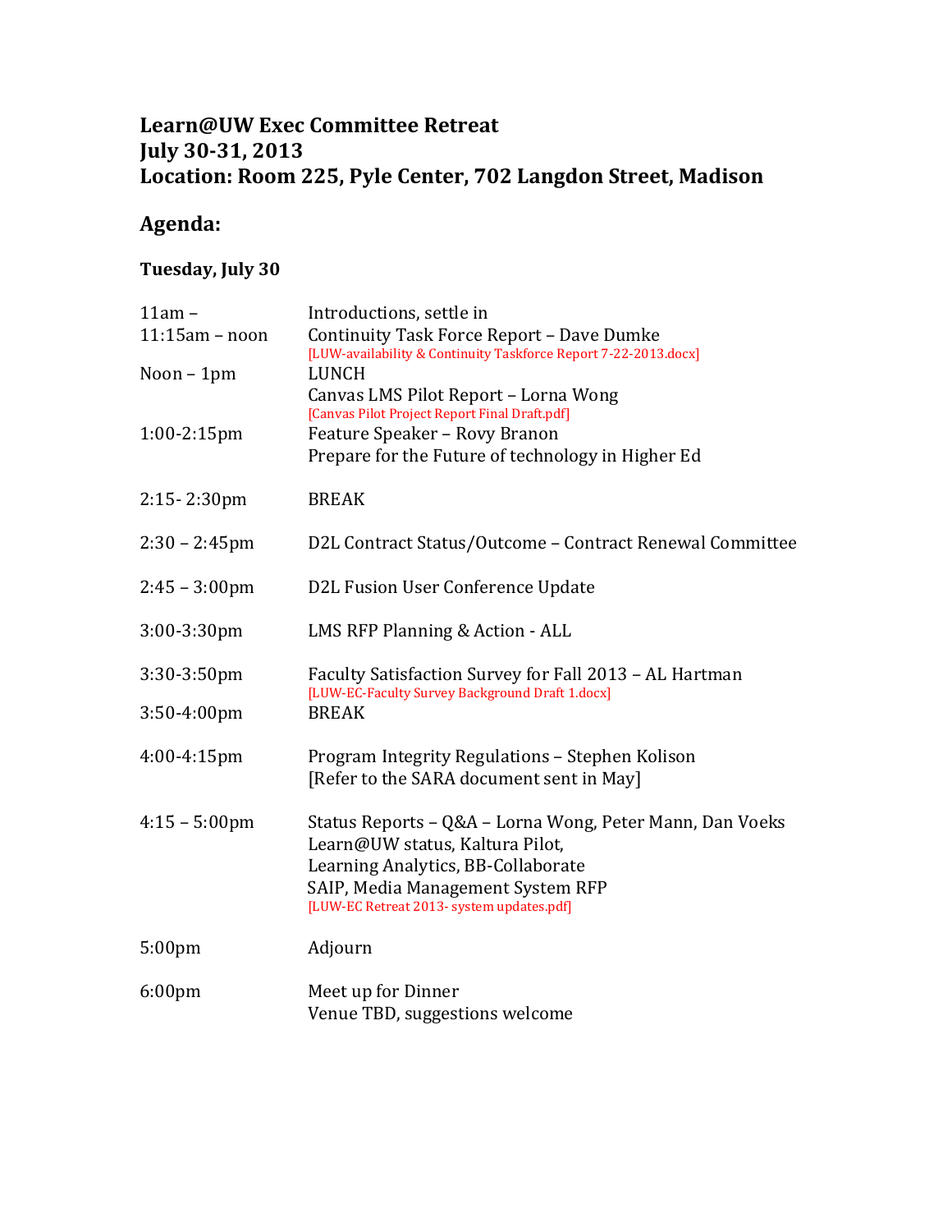# Learn@UW Exec Committee Retreat
# July 30-31, 2013
# Location: Room 225, Pyle Center, 702 Langdon Street, Madison

## Agenda:

### Tuesday, July 30

| | |
|---|---|
| 11am – | Introductions, settle in |
| 11:15am – noon | Continuity Task Force Report – Dave Dumke<br>[LUW-availability & Continuity Taskforce Report 7-22-2013.docx] |
| Noon – 1pm | LUNCH<br>Canvas LMS Pilot Report – Lorna Wong<br>[Canvas Pilot Project Report Final Draft.pdf] |
| 1:00-2:15pm | Feature Speaker – Rovy Branon<br>Prepare for the Future of technology in Higher Ed |
| 2:15- 2:30pm | BREAK |
| 2:30 – 2:45pm | D2L Contract Status/Outcome – Contract Renewal Committee |
| 2:45 – 3:00pm | D2L Fusion User Conference Update |
| 3:00-3:30pm | LMS RFP Planning & Action - ALL |
| 3:30-3:50pm | Faculty Satisfaction Survey for Fall 2013 – AL Hartman<br>[LUW-EC-Faculty Survey Background Draft 1.docx] |
| 3:50-4:00pm | BREAK |
| 4:00-4:15pm | Program Integrity Regulations – Stephen Kolison<br>[Refer to the SARA document sent in May] |
| 4:15 – 5:00pm | Status Reports – Q&A – Lorna Wong, Peter Mann, Dan Voeks<br>Learn@UW status, Kaltura Pilot,<br>Learning Analytics, BB-Collaborate<br>SAIP, Media Management System RFP<br>[LUW-EC Retreat 2013- system updates.pdf] |
| 5:00pm | Adjourn |
| 6:00pm | Meet up for Dinner<br>Venue TBD, suggestions welcome |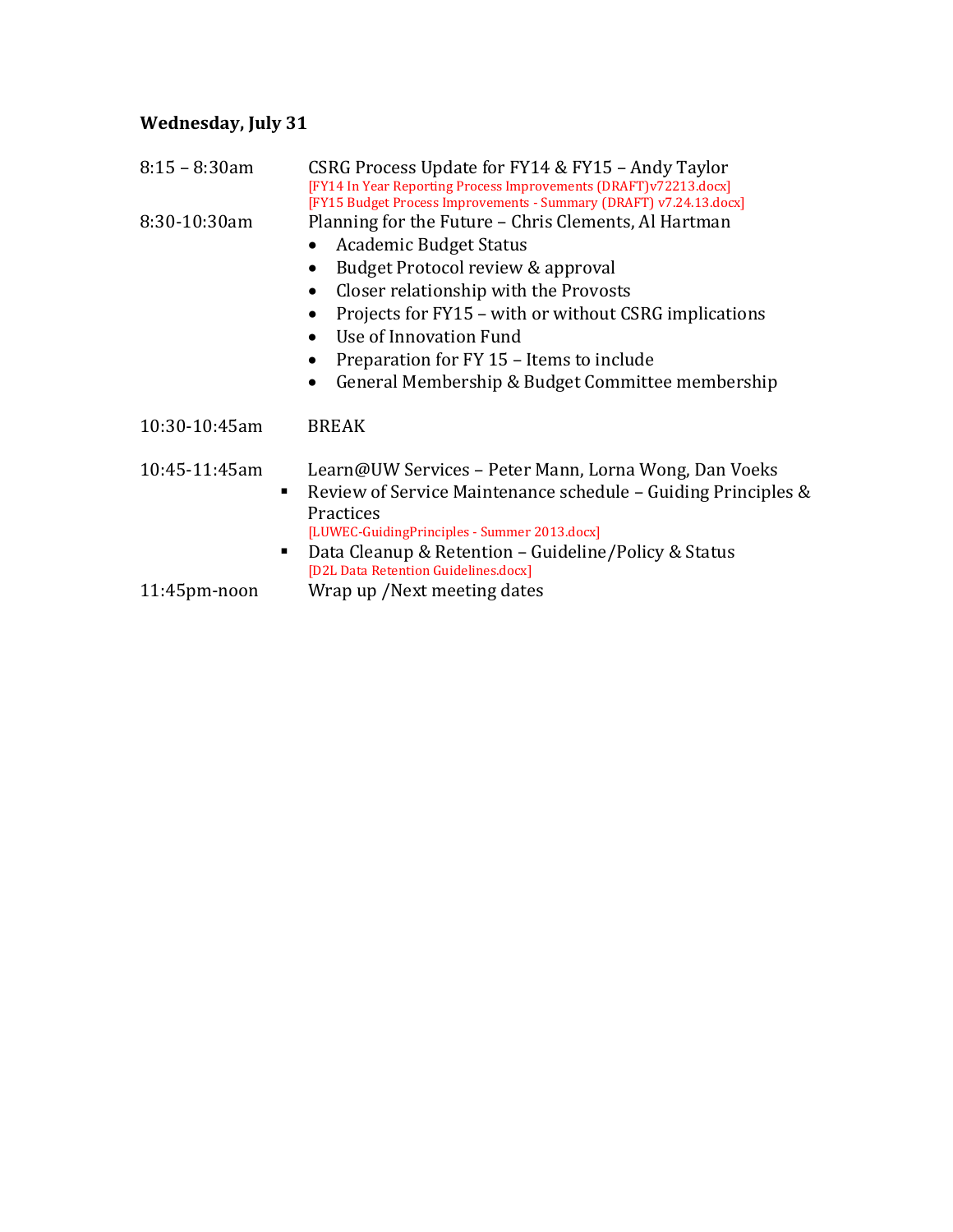**Wednesday, July 31**

| | |
|---|---|
| 8:15 – 8:30am | CSRG Process Update for FY14 & FY15 – Andy Taylor<br>[FY14 In Year Reporting Process Improvements (DRAFT)v72213.docx]<br>[FY15 Budget Process Improvements - Summary (DRAFT) v7.24.13.docx] |
| 8:30-10:30am | Planning for the Future – Chris Clements, Al Hartman<br>• Academic Budget Status<br>• Budget Protocol review & approval<br>• Closer relationship with the Provosts<br>• Projects for FY15 – with or without CSRG implications<br>• Use of Innovation Fund<br>• Preparation for FY 15 – Items to include<br>• General Membership & Budget Committee membership |
| 10:30-10:45am | BREAK |
| 10:45-11:45am | Learn@UW Services – Peter Mann, Lorna Wong, Dan Voeks<br>▪ Review of Service Maintenance schedule – Guiding Principles & Practices<br>[LUWEC-GuidingPrinciples - Summer 2013.docx]<br>▪ Data Cleanup & Retention – Guideline/Policy & Status<br>[D2L Data Retention Guidelines.docx] |
| 11:45pm-noon | Wrap up /Next meeting dates |